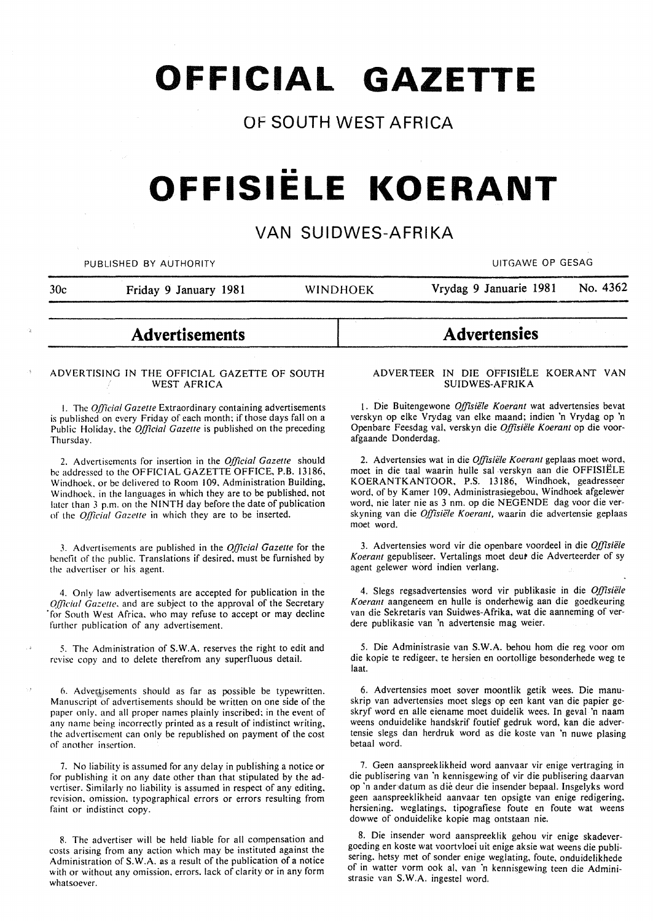# OFFICIAL GAZETTE

## OF SOUTH WEST AFRICA

# OFFISIËLE KOERANT

## VAN SUIDWES-AFRIKA

PUBLISHED BY AUTHORITY — UITGAWE OP GESAG

30c — Friday 9 January 1981 — WINDHOEK — Vrydag 9 Januarie 1981 — No. 4362

## Advertisements

### ADVERTISING IN THE OFFICIAL GAZETTE OF SOUTH WEST AFRICA

1. The *Official Gazette* Extraordinary containing advertisements is published on every Friday of each month; if those days fall on a Public Holiday, the *Official Gazette* is published on the preceding Thursday.

2. Advertisements for insertion in the *Official Gazette* should be addressed to the OFFICIAL GAZETTE OFFICE, P.B. 13186, Windhoek, or be delivered to Room 109, Administration Building, Windhoek, in the languages in which they are to be published, not later than 3 p.m. on the NINTH day before the date of publication of the *Official Gazette* in which they are to be inserted.

3. Advertisements are published in the *Official Gazette* for the benefit of the public. Translations if desired, must be furnished by the advertiser or his agent.

4. Only law advertisements are accepted for publication in the *Official Gazette*, and are subject to the approval of the Secretary for South West Africa, who may refuse to accept or may decline further publication of any advertisement.

5. The Administration of S.W.A. reserves the right to edit and revise copy and to delete therefrom any superfluous detail.

6. Advertisements should as far as possible be typewritten. Manuscript of advertisements should be written on one side of the paper only, and all proper names plainly inscribed; in the event of any name being incorrectly printed as a result of indistinct writing, the advertisement can only be republished on payment of the cost of another insertion.

7. No liability is assumed for any delay in publishing a notice or for publishing it on any date other than that stipulated by the advertiser. Similarly no liability is assumed in respect of any editing, revision, omission, typographical errors or errors resulting from faint or indistinct copy.

8. The advertiser will be held liable for all compensation and costs arising from any action which may be instituted against the Administration of S.W.A. as a result of the publication of a notice with or without any omission, errors, lack of clarity or in any form whatsoever.

## Advertensies

### ADVERTEER IN DIE OFFISIËLE KOERANT VAN SUIDWES-AFRIKA

1. Die Buitengewone *Offisiële Koerant* wat advertensies bevat verskyn op elke Vrydag van elke maand; indien 'n Vrydag op 'n Openbare Feesdag val, verskyn die *Offisiële Koerant* op die voorafgaande Donderdag.

2. Advertensies wat in die *Offisiële Koerant* geplaas moet word, moet in die taal waarin hulle sal verskyn aan die OFFISIËLE KOERANTKANTOOR, P.S. 13186, Windhoek, geadresseer word, of by Kamer 109, Administrasiegebou, Windhoek afgelewer word, nie later nie as 3 nm. op die NEGENDE dag voor die verskyning van die *Offisiële Koerant*, waarin die advertensie geplaas moet word.

3. Advertensies word vir die openbare voordeel in die *Offisiële Koerant* gepubliseer. Vertalings moet deur die Adverteerder of sy agent gelewer word indien verlang.

4. Slegs regsadvertensies word vir publikasie in die *Offisiële Koerant* aangeneem en hulle is onderhewig aan die goedkeuring van die Sekretaris van Suidwes-Afrika, wat die aanneming of verdere publikasie van 'n advertensie mag weier.

5. Die Administrasie van S.W.A. behou hom die reg voor om die kopie te redigeer, te hersien en oortollige besonderhede weg te laat.

6. Advertensies moet sover moontlik getik wees. Die manuskrip van advertensies moet slegs op een kant van die papier geskryf word en alle eiename moet duidelik wees. In geval 'n naam weens onduidelike handskrif foutief gedruk word, kan die advertensie slegs dan herdruk word as die koste van 'n nuwe plasing betaal word.

7. Geen aanspreeklikheid word aanvaar vir enige vertraging in die publisering van 'n kennisgewing of vir die publisering daarvan op 'n ander datum as dié deur die insender bepaal. Insgelyks word geen aanspreeklikheid aanvaar ten opsigte van enige redigering, hersiening, weglatings, tipografiese foute en foute wat weens dowwe of onduidelike kopie mag ontstaan nie.

8. Die insender word aanspreeklik gehou vir enige skadevergoeding en koste wat voortvloei uit enige aksie wat weens die publisering, hetsy met of sonder enige weglating, foute, onduidelikhede of in watter vorm ook al, van 'n kennisgewing teen die Administrasie van S.W.A. ingestel word.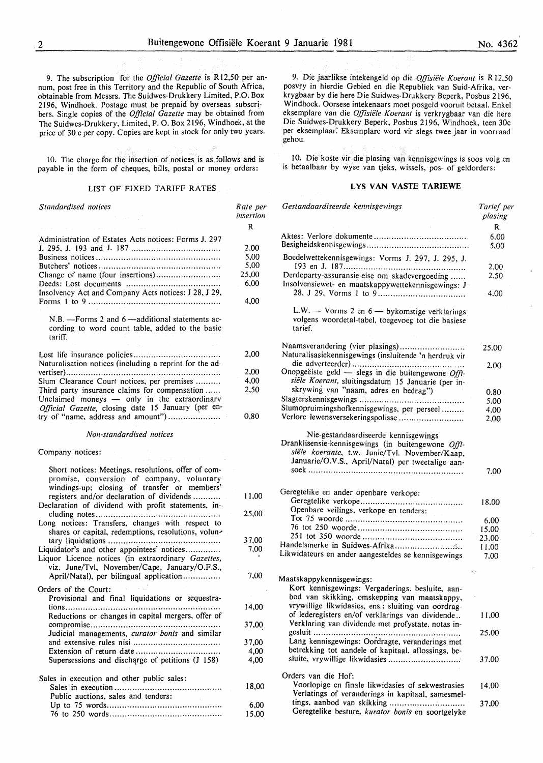9. The subscription for the *Official Gazette* is R12,50 per annum, post free in this Territory and the Republic of South Africa, obtainable from Messrs. The Suidwes-Drukkery Limited, P.O. Box 2196, Windhoek. Postage must be prepaid by overseas subscribers. Single copies of the *Official Gazette* may be obtained from The Suidwes-Drukkery, Limited, P. O. Box 2196, Windhoek, at the price of 30 c per copy. Copies are kept in stock for only two years.

10. The charge for the insertion of notices is as follows and is payable in the form of cheques, bills, postal or money orders:

LIST OF FIXED TARIFF RATES

| *Standardised notices* | *Rate per insertion* |
|---|---|
| | R |
| Administration of Estates Acts notices: Forms J. 297 J. 295, J. 193 and J. 187 | 2,00 |
| Business notices | 5,00 |
| Butchers' notices | 5,00 |
| Change of name (four insertions) | 25,00 |
| Deeds: Lost documents | 6,00 |
| Insolvency Act and Company Acts notices: J 28, J 29, Forms 1 to 9 | 4,00 |
| N.B. —Forms 2 and 6 —additional statements according to word count table, added to the basic tariff. | |
| Lost life insurance policies | 2,00 |
| Naturalisation notices (including a reprint for the advertiser) | 2,00 |
| Slum Clearance Court notices, per premises | 4,00 |
| Third party insurance claims for compensation | 2,50 |
| Unclaimed moneys — only in the extraordinary *Official Gazette*, closing date 15 January (per entry of "name, address and amount") | 0,80 |

*Non-standardised notices*

| Company notices: | |
|---|---|
| Short notices: Meetings, resolutions, offer of compromise, conversion of company, voluntary windings-up; closing of transfer or members' registers and/or declaration of dividends | 11,00 |
| Declaration of dividend with profit statements, including notes | 25,00 |
| Long notices: Transfers, changes with respect to shares or capital, redemptions, resolutions, voluntary liquidations | 37,00 |
| Liquidator's and other appointees' notices | 7,00 |
| Liquor Licence notices (in extraordinary *Gazettes*, viz. June/Tvl, November/Cape, January/O.F.S., April/Natal), per bilingual application | 7,00 |
| Orders of the Court: | |
| Provisional and final liquidations or sequestrations | 14,00 |
| Reductions or changes in capital mergers, offer of compromise | 37,00 |
| Judicial managements, *curator bonis* and similar and extensive rules nisi | 37,00 |
| Extension of return date | 4,00 |
| Supersessions and discharge of petitions (J 158) | 4,00 |
| Sales in execution and other public sales: | |
| Sales in execution | 18,00 |
| Public auctions, sales and tenders: | |
| Up to 75 words | 6,00 |
| 76 to 250 words | 15,00 |

9. Die jaarlikse intekengeld op die *Offisiële Koerant* is R12,50 posvry in hierdie Gebied en die Republiek van Suid-Afrika, verkrygbaar by die here Die Suidwes-Drukkery Beperk, Posbus 2196, Windhoek. Oorsese intekenaars moet posgeld vooruit betaal. Enkel eksemplare van die *Offisiële Koerant* is verkrygbaar van die here Die Suidwes-Drukkery Beperk, Posbus 2196, Windhoek, teen 30c per eksemplaar. Eksemplare word vir slegs twee jaar in voorraad gehou.

10. Die koste vir die plasing van kennisgewings is soos volg en is betaalbaar by wyse van tjeks, wissels, pos- of geldorders:

**LYS VAN VASTE TARIEWE**

| *Gestandaardiseerde kennisgewings* | *Tarief per plasing* |
|---|---|
| | R |
| Aktes: Verlore dokumente | 6.00 |
| Besigheidskennisgewings | 5.00 |
| Boedelwettekennisgewings: Vorms J. 297, J. 295, J. 193 en J. 187 | 2.00 |
| Derdeparty-assuransie-eise om skadevergoeding | 2.50 |
| Insolvensiewet- en maatskappywettekennisgewings: J 28, J 29, Vorms 1 to 9 | 4.00 |
| L.W. — Vorms 2 en 6 — bykomstige verklarings volgens woordetal-tabel, toegevoeg tot die basiese tarief. | |
| Naamsverandering (vier plasings) | 25.00 |
| Naturalisasiekennisgewings (insluitende 'n herdruk vir die adverteerder) | 2.00 |
| Onopgeëiste geld — slegs in die buitengewone *Offisiële Koerant*, sluitingsdatum 15 Januarie (per inskrywing van "naam, adres en bedrag") | 0.80 |
| Slagterskennisgewings | 5.00 |
| Slumopruimingshofkennisgewings, per perseel | 4.00 |
| Verlore lewensversekeringspolisse | 2.00 |

| Nie-gestandaardiseerde kennisgewings | |
|---|---|
| Dranklisensie-kennisgewings (in buitengewone *Offisiële koerante*, t.w. Junie/Tvl. November/Kaap, Januarie/O.V.S., April/Natal) per tweetalige aansoek | 7.00 |
| Geregtelike en ander openbare verkope: | |
| Geregtelike verkope | 18.00 |
| Openbare veilings, verkope en tenders: | |
| Tot 75 woorde | 6.00 |
| 76 tot 250 woorde | 15.00 |
| 251 tot 350 woorde | 23.00 |
| Handelsmerke in Suidwes-Afrika | 11.00 |
| Likwidateurs en ander aangesteldes se kennisgewings | 7.00 |
| Maatskappykennisgewings: | |
| Kort kennisgewings: Vergaderings, besluite, aanbod van skikking, omskepping van maatskappy, vrywillige likwidasies, ens.; sluiting van oordragof lederegisters en/of verklarings van dividende.. | 11.00 |
| Verklaring van dividende met profystate, notas ingesluit | 25.00 |
| Lang kennisgewings: Oordragte, veranderings met betrekking tot aandele of kapitaal, aflossings, besluite, vrywillige likwidasies | 37.00 |
| Orders van die Hof: | |
| Voorlopige en finale likwidasies of sekwestrasies | 14.00 |
| Verlatings of veranderings in kapitaal, samesmeltings, aanbod van skikking | 37.00 |
| Geregtelike besture, *kurator bonis* en soortgelyke | |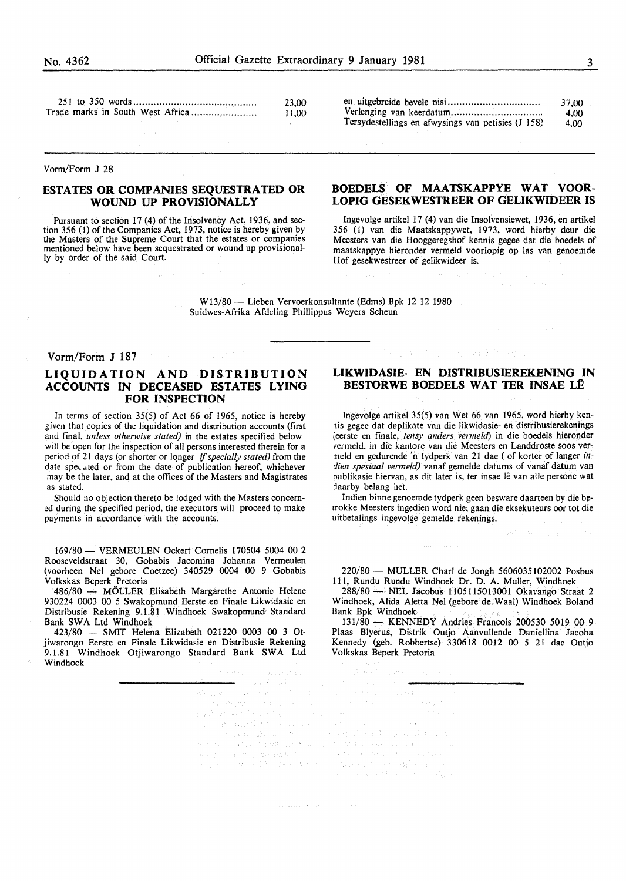| | |
|---|---|
| 251 to 350 words | 23,00 |
| Trade marks in South West Africa | 11,00 |

| | |
|---|---|
| en uitgebreide bevele nisi | 37,00 |
| Verlenging van keerdatum | 4,00 |
| Tersydestellings en afwysings van petisies (J 158) | 4,00 |

Vorm/Form J 28

## ESTATES OR COMPANIES SEQUESTRATED OR WOUND UP PROVISIONALLY

Pursuant to section 17 (4) of the Insolvency Act, 1936, and section 356 (1) of the Companies Act, 1973, notice is hereby given by the Masters of the Supreme Court that the estates or companies mentioned below have been sequestrated or wound up provisionally by order of the said Court.

## BOEDELS OF MAATSKAPPYE WAT VOORLOPIG GESEKWESTREER OF GELIKWIDEER IS

Ingevolge artikel 17 (4) van die Insolvensiewet, 1936, en artikel 356 (1) van die Maatskappywet, 1973, word hierby deur die Meesters van die Hooggeregshof kennis gegee dat die boedels of maatskappye hieronder vermeld voorlopig op las van genoemde Hof gesekwestreer of gelikwideer is.

W13/80 — Lieben Vervoerkonsultante (Edms) Bpk 12 12 1980 Suidwes-Afrika Afdeling Phillippus Weyers Scheun

Vorm/Form J 187

## LIQUIDATION AND DISTRIBUTION ACCOUNTS IN DECEASED ESTATES LYING FOR INSPECTION

In terms of section 35(5) of Act 66 of 1965, notice is hereby given that copies of the liquidation and distribution accounts (first and final, *unless otherwise stated)* in the estates specified below will be open for the inspection of all persons interested therein for a period of 21 days (or shorter or longer *if specially stated)* from the date specified or from the date of publication hereof, whichever may be the later, and at the offices of the Masters and Magistrates as stated.

Should no objection thereto be lodged with the Masters concerned during the specified period, the executors will proceed to make payments in accordance with the accounts.

## LIKWIDASIE- EN DISTRIBUSIEREKENING IN BESTORWE BOEDELS WAT TER INSAE LÊ

Ingevolge artikel 35(5) van Wet 66 van 1965, word hierby kennis gegee dat duplikate van die likwidasie- en distribusierekenings (eerste en finale, *tensy anders vermeld)* in die boedels hieronder vermeld, in die kantore van die Meesters en Landdroste soos vermeld en gedurende 'n tydperk van 21 dae ( of korter of langer *indien spesiaal vermeld)* vanaf gemelde datums of vanaf datum van publikasie hiervan, as dit later is, ter insae lê van alle persone wat daarby belang het.

Indien binne genoemde tydperk geen besware daarteen by die betrokke Meesters ingedien word nie, gaan die eksekuteurs oor tot die uitbetalings ingevolge gemelde rekenings.

169/80 — VERMEULEN Ockert Cornelis 170504 5004 00 2 Rooseveldstraat 30, Gobabis Jacomina Johanna Vermeulen (voorheen Nel gebore Coetzee) 340529 0004 00 9 Gobabis Volkskas Beperk Pretoria

486/80 — MÖLLER Elisabeth Margarethe Antonie Helene 930224 0003 00 5 Swakopmund Eerste en Finale Likwidasie en Distribusie Rekening 9.1.81 Windhoek Swakopmund Standard Bank SWA Ltd Windhoek

423/80 — SMIT Helena Elizabeth 021220 0003 00 3 Otjiwarongo Eerste en Finale Likwidasie en Distribusie Rekening 9.1.81 Windhoek Otjiwarongo Standard Bank SWA Ltd Windhoek

220/80 — MULLER Charl de Jongh 5606035102002 Posbus 111, Rundu Rundu Windhoek Dr. D. A. Muller, Windhoek

288/80 — NEL Jacobus 1105115013001 Okavango Straat 2 Windhoek, Alida Aletta Nel (gebore de Waal) Windhoek Boland Bank Bpk Windhoek

131/80 — KENNEDY Andries Francois 200530 5019 00 9 Plaas Blyerus, Distrik Outjo Aanvullende Daniellina Jacoba Kennedy (geb. Robbertse) 330618 0012 00 5 21 dae Outjo Volkskas Beperk Pretoria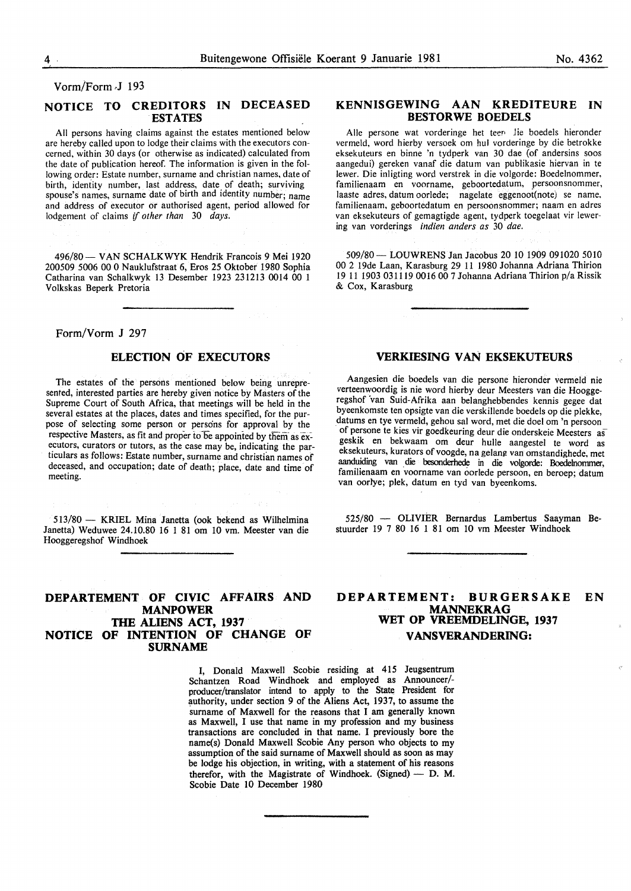Vorm/Form J 193

## NOTICE TO CREDITORS IN DECEASED ESTATES

All persons having claims against the estates mentioned below are hereby called upon to lodge their claims with the executors concerned, within 30 days (or otherwise as indicated) calculated from the date of publication hereof. The information is given in the following order: Estate number, surname and christian names, date of birth, identity number, last address, date of death; surviving spouse's names, surname date of birth and identity number; name and address of executor or authorised agent, period allowed for lodgement of claims *if other than 30 days.*

496/80 — VAN SCHALKWYK Hendrik Francois 9 Mei 1920 200509 5006 00 0 Nauklufstraat 6, Eros 25 Oktober 1980 Sophia Catharina van Schalkwyk 13 Desember 1923 231213 0014 00 1 Volkskas Beperk Pretoria

## KENNISGEWING AAN KREDITEURE IN BESTORWE BOEDELS

Alle persone wat vorderinge het teen die boedels hieronder vermeld, word hierby versoek om hul vorderinge by die betrokke eksekuteurs en binne 'n tydperk van 30 dae (of andersins soos aangedui) gereken vanaf die datum van publikasie hiervan in te lewer. Die inligting word verstrek in die volgorde: Boedelnommer, familienaam en voorname, geboortedatum, persoonsnommer, laaste adres, datum oorlede; nagelate eggenoot(note) se name, familienaam, geboortedatum en persoonsnommer; naam en adres van eksekuteurs of gemagtigde agent, tydperk toegelaat vir lewering van vorderings *indien anders as 30 dae.*

509/80 — LOUWRENS Jan Jacobus 20 10 1909 091020 5010 00 2 19de Laan, Karasburg 29 11 1980 Johanna Adriana Thirion 19 11 1903 031119 0016 00 7 Johanna Adriana Thirion p/a Rissik & Cox, Karasburg

Form/Vorm J 297

## ELECTION OF EXECUTORS

The estates of the persons mentioned below being unrepresented, interested parties are hereby given notice by Masters of the Supreme Court of South Africa, that meetings will be held in the several estates at the places, dates and times specified, for the purpose of selecting some person or persons for approval by the respective Masters, as fit and proper to be appointed by them as executors, curators or tutors, as the case may be, indicating the particulars as follows: Estate number, surname and christian names of deceased, and occupation; date of death; place, date and time of meeting.

513/80 — KRIEL Mina Janetta (ook bekend as Wilhelmina Janetta) Weduwee 24.10.80 16 1 81 om 10 vm. Meester van die Hooggeregshof Windhoek

## VERKIESING VAN EKSEKUTEURS

Aangesien die boedels van die persone hieronder vermeld nie verteenwoordig is nie word hierby deur Meesters van die Hooggeregshof van Suid-Afrika aan belanghebbendes kennis gegee dat byeenkomste ten opsigte van die verskillende boedels op die plekke, datums en tye vermeld, gehou sal word, met die doel om 'n persoon of persone te kies vir goedkeuring deur die onderskeie Meesters as geskik en bekwaam om deur hulle aangestel te word as eksekuteurs, kurators of voogde, na gelang van omstandighede, met aanduiding van die besonderhede in die volgorde: Boedelnommer, familienaam en voorname van oorlede persoon, en beroep; datum van oorlye; plek, datum en tyd van byeenkoms.

525/80 — OLIVIER Bernardus Lambertus Saayman Bestuurder 19 7 80 16 1 81 om 10 vm Meester Windhoek

## DEPARTEMENT OF CIVIC AFFAIRS AND MANPOWER
## THE ALIENS ACT, 1937
## NOTICE OF INTENTION OF CHANGE OF SURNAME

## DEPARTEMENT: BURGERSAKE EN MANNEKRAG
## WET OP VREEMDELINGE, 1937
## VANSVERANDERING:

I, Donald Maxwell Scobie residing at 415 Jeugsentrum Schantzen Road Windhoek and employed as Announcer/-producer/translator intend to apply to the State President for authority, under section 9 of the Aliens Act, 1937, to assume the surname of Maxwell for the reasons that I am generally known as Maxwell, I use that name in my profession and my business transactions are concluded in that name. I previously bore the name(s) Donald Maxwell Scobie Any person who objects to my assumption of the said surname of Maxwell should as soon as may be lodge his objection, in writing, with a statement of his reasons therefor, with the Magistrate of Windhoek. (Signed) — D. M. Scobie Date 10 December 1980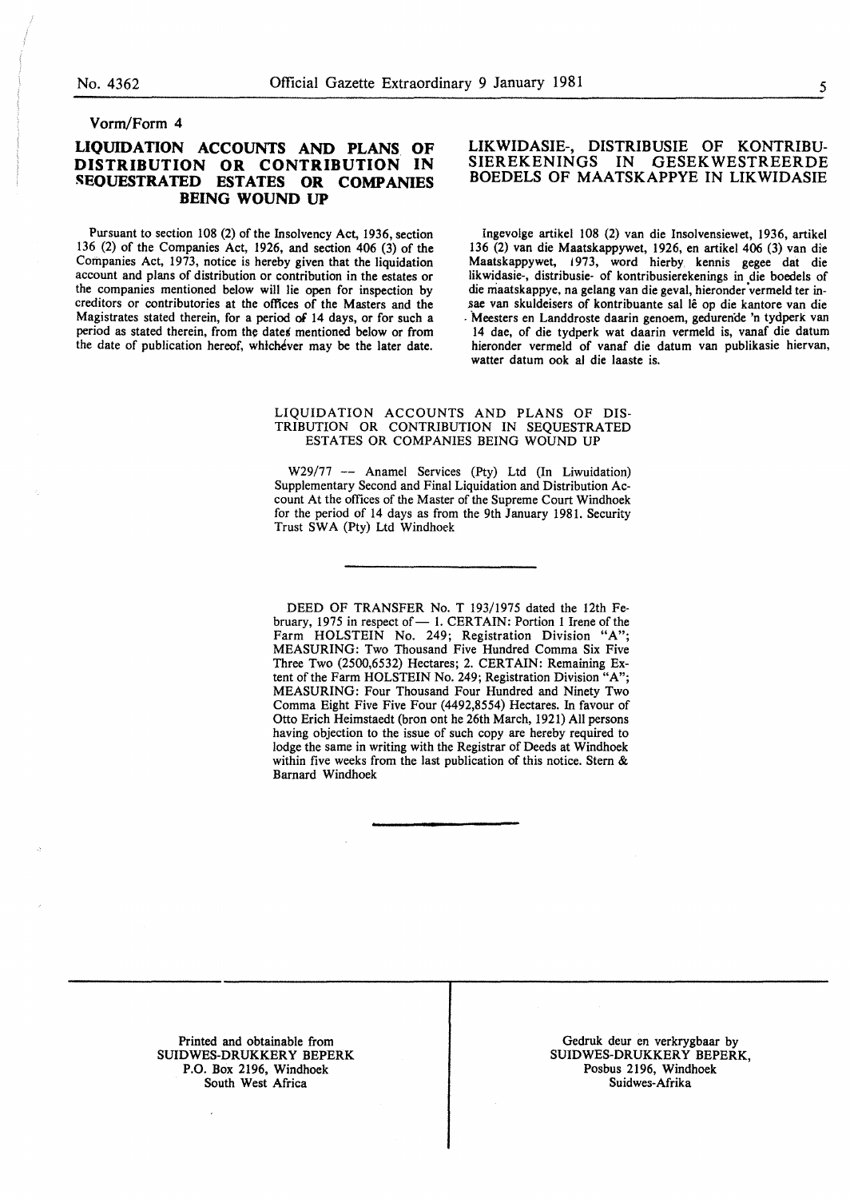Vorm/Form 4

## LIQUIDATION ACCOUNTS AND PLANS OF DISTRIBUTION OR CONTRIBUTION IN SEQUESTRATED ESTATES OR COMPANIES BEING WOUND UP

Pursuant to section 108 (2) of the Insolvency Act, 1936, section 136 (2) of the Companies Act, 1926, and section 406 (3) of the Companies Act, 1973, notice is hereby given that the liquidation account and plans of distribution or contribution in the estates or the companies mentioned below will lie open for inspection by creditors or contributories at the offices of the Masters and the Magistrates stated therein, for a period of 14 days, or for such a period as stated therein, from the dates mentioned below or from the date of publication hereof, whichever may be the later date.

## LIKWIDASIE-, DISTRIBUSIE OF KONTRIBUSIEREKENINGS IN GESEKWESTREERDE BOEDELS OF MAATSKAPPYE IN LIKWIDASIE

Ingevolge artikel 108 (2) van die Insolvensiewet, 1936, artikel 136 (2) van die Maatskappywet, 1926, en artikel 406 (3) van die Maatskappywet, 1973, word hierby kennis gegee dat die likwidasie-, distribusie- of kontribusierekenings in die boedels of die maatskappye, na gelang van die geval, hieronder vermeld ter insae van skuldeisers of kontribuante sal lê op die kantore van die Meesters en Landdroste daarin genoem, gedurende 'n tydperk van 14 dae, of die tydperk wat daarin vermeld is, vanaf die datum hieronder vermeld of vanaf die datum van publikasie hiervan, watter datum ook al die laaste is.

LIQUIDATION ACCOUNTS AND PLANS OF DISTRIBUTION OR CONTRIBUTION IN SEQUESTRATED ESTATES OR COMPANIES BEING WOUND UP

W29/77 -- Anamel Services (Pty) Ltd (In Liwuidation) Supplementary Second and Final Liquidation and Distribution Account At the offices of the Master of the Supreme Court Windhoek for the period of 14 days as from the 9th January 1981. Security Trust SWA (Pty) Ltd Windhoek

---

DEED OF TRANSFER No. T 193/1975 dated the 12th February, 1975 in respect of — 1. CERTAIN: Portion 1 Irene of the Farm HOLSTEIN No. 249; Registration Division "A"; MEASURING: Two Thousand Five Hundred Comma Six Five Three Two (2500,6532) Hectares; 2. CERTAIN: Remaining Extent of the Farm HOLSTEIN No. 249; Registration Division "A"; MEASURING: Four Thousand Four Hundred and Ninety Two Comma Eight Five Five Four (4492,8554) Hectares. In favour of Otto Erich Heimstaedt (bron ont he 26th March, 1921) All persons having objection to the issue of such copy are hereby required to lodge the same in writing with the Registrar of Deeds at Windhoek within five weeks from the last publication of this notice. Stern & Barnard Windhoek

---

Printed and obtainable from
SUIDWES-DRUKKERY BEPERK
P.O. Box 2196, Windhoek
South West Africa

Gedruk deur en verkrygbaar by
SUIDWES-DRUKKERY BEPERK,
Posbus 2196, Windhoek
Suidwes-Afrika